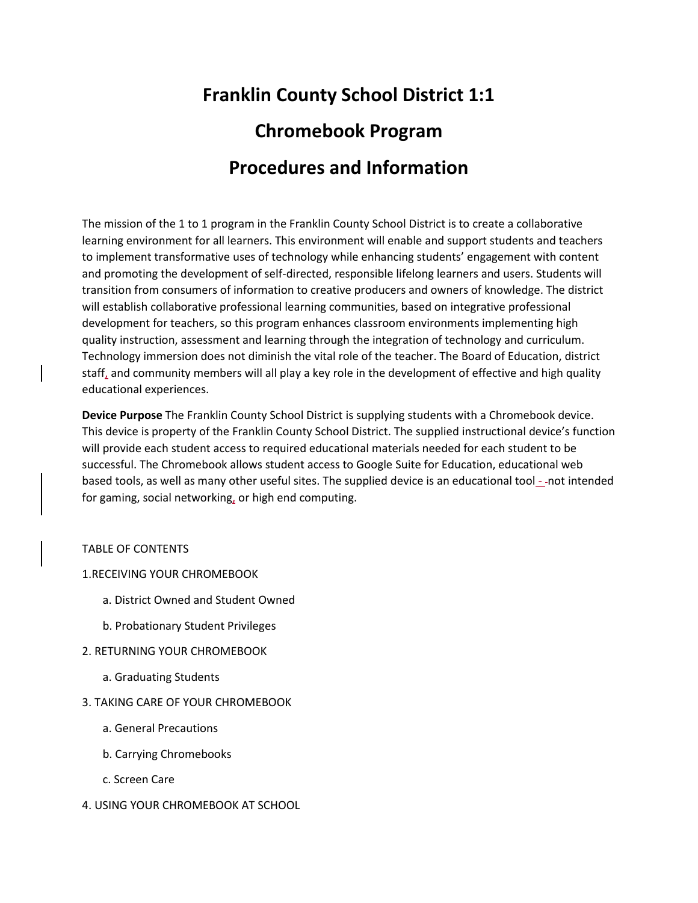# Franklin County School District 1:1

# Chromebook Program

# Procedures and Information

The mission of the 1 to 1 program in the Franklin County School District is to create a collaborative learning environment for all learners. This environment will enable and support students and teachers to implement transformative uses of technology while enhancing students' engagement with content and promoting the development of self-directed, responsible lifelong learners and users. Students will transition from consumers of information to creative producers and owners of knowledge. The district will establish collaborative professional learning communities, based on integrative professional development for teachers, so this program enhances classroom environments implementing high quality instruction, assessment and learning through the integration of technology and curriculum. Technology immersion does not diminish the vital role of the teacher. The Board of Education, district staff, and community members will all play a key role in the development of effective and high quality educational experiences.

**Device Purpose** The Franklin County School District is supplying students with a Chromebook device. This device is property of the Franklin County School District. The supplied instructional device's function will provide each student access to required educational materials needed for each student to be successful. The Chromebook allows student access to Google Suite for Education, educational web based tools, as well as many other useful sites. The supplied device is an educational tool - not intended for gaming, social networking, or high end computing.

TABLE OF CONTENTS

1.RECEIVING YOUR CHROMEBOOK

- a. District Owned and Student Owned
- b. Probationary Student Privileges

2. RETURNING YOUR CHROMEBOOK

- a. Graduating Students

3. TAKING CARE OF YOUR CHROMEBOOK

- a. General Precautions
- b. Carrying Chromebooks
- c. Screen Care

4. USING YOUR CHROMEBOOK AT SCHOOL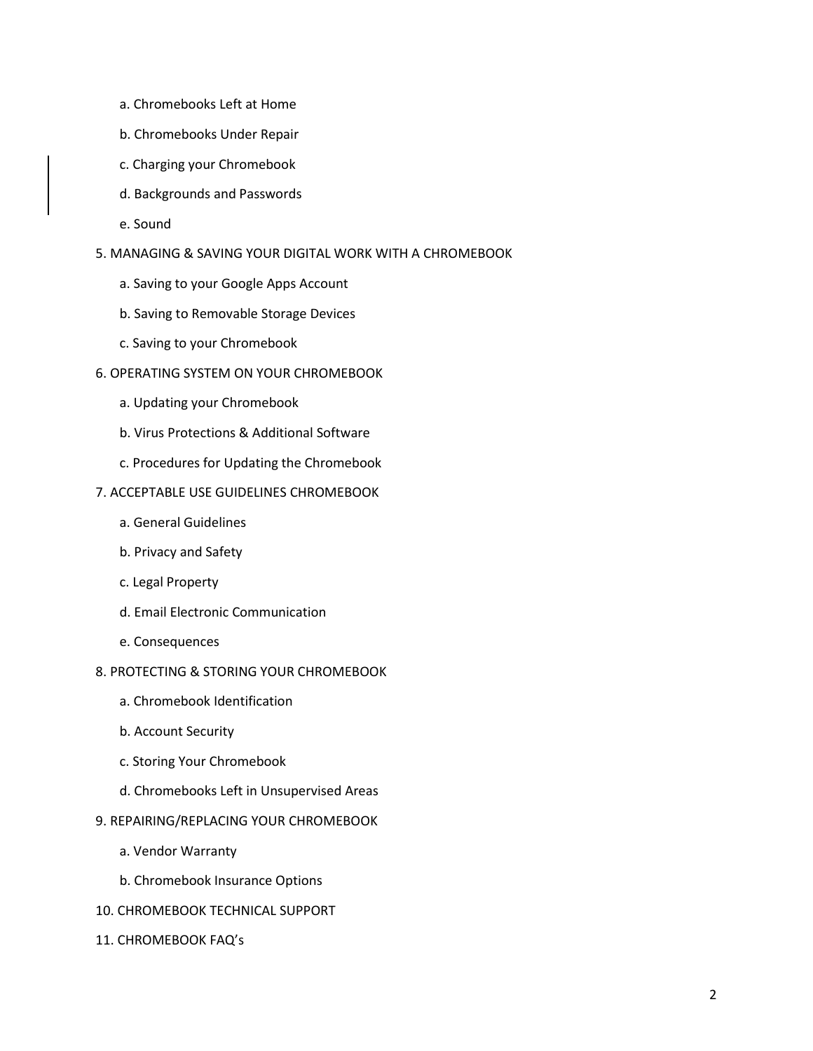a. Chromebooks Left at Home

   b. Chromebooks Under Repair

   c. Charging your Chromebook

   d. Backgrounds and Passwords

   e. Sound

5. MANAGING & SAVING YOUR DIGITAL WORK WITH A CHROMEBOOK

   a. Saving to your Google Apps Account

   b. Saving to Removable Storage Devices

   c. Saving to your Chromebook

6. OPERATING SYSTEM ON YOUR CHROMEBOOK

   a. Updating your Chromebook

   b. Virus Protections & Additional Software

   c. Procedures for Updating the Chromebook

7. ACCEPTABLE USE GUIDELINES CHROMEBOOK

   a. General Guidelines

   b. Privacy and Safety

   c. Legal Property

   d. Email Electronic Communication

   e. Consequences

8. PROTECTING & STORING YOUR CHROMEBOOK

   a. Chromebook Identification

   b. Account Security

   c. Storing Your Chromebook

   d. Chromebooks Left in Unsupervised Areas

9. REPAIRING/REPLACING YOUR CHROMEBOOK

   a. Vendor Warranty

   b. Chromebook Insurance Options

10. CHROMEBOOK TECHNICAL SUPPORT

11. CHROMEBOOK FAQ's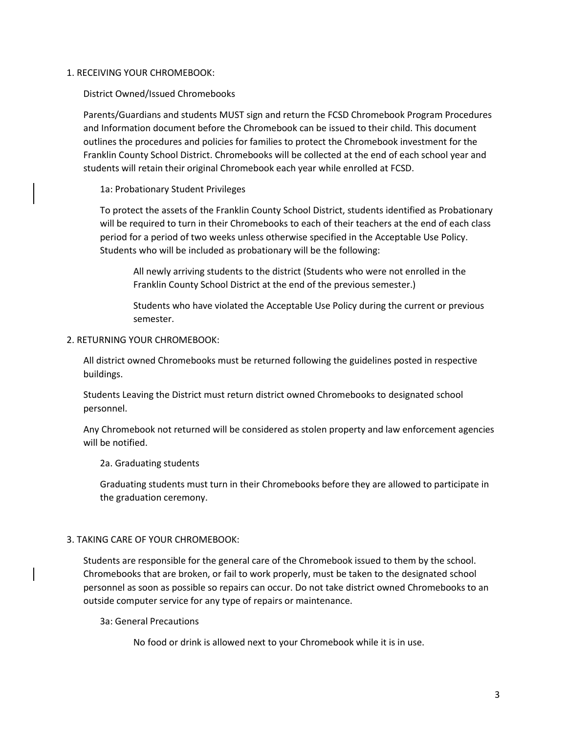## 1. RECEIVING YOUR CHROMEBOOK:

District Owned/Issued Chromebooks

Parents/Guardians and students MUST sign and return the FCSD Chromebook Program Procedures and Information document before the Chromebook can be issued to their child. This document outlines the procedures and policies for families to protect the Chromebook investment for the Franklin County School District. Chromebooks will be collected at the end of each school year and students will retain their original Chromebook each year while enrolled at FCSD.

### 1a: Probationary Student Privileges

To protect the assets of the Franklin County School District, students identified as Probationary will be required to turn in their Chromebooks to each of their teachers at the end of each class period for a period of two weeks unless otherwise specified in the Acceptable Use Policy. Students who will be included as probationary will be the following:

All newly arriving students to the district (Students who were not enrolled in the Franklin County School District at the end of the previous semester.)

Students who have violated the Acceptable Use Policy during the current or previous semester.

## 2. RETURNING YOUR CHROMEBOOK:

All district owned Chromebooks must be returned following the guidelines posted in respective buildings.

Students Leaving the District must return district owned Chromebooks to designated school personnel.

Any Chromebook not returned will be considered as stolen property and law enforcement agencies will be notified.

### 2a. Graduating students

Graduating students must turn in their Chromebooks before they are allowed to participate in the graduation ceremony.

## 3. TAKING CARE OF YOUR CHROMEBOOK:

Students are responsible for the general care of the Chromebook issued to them by the school. Chromebooks that are broken, or fail to work properly, must be taken to the designated school personnel as soon as possible so repairs can occur. Do not take district owned Chromebooks to an outside computer service for any type of repairs or maintenance.

### 3a: General Precautions

No food or drink is allowed next to your Chromebook while it is in use.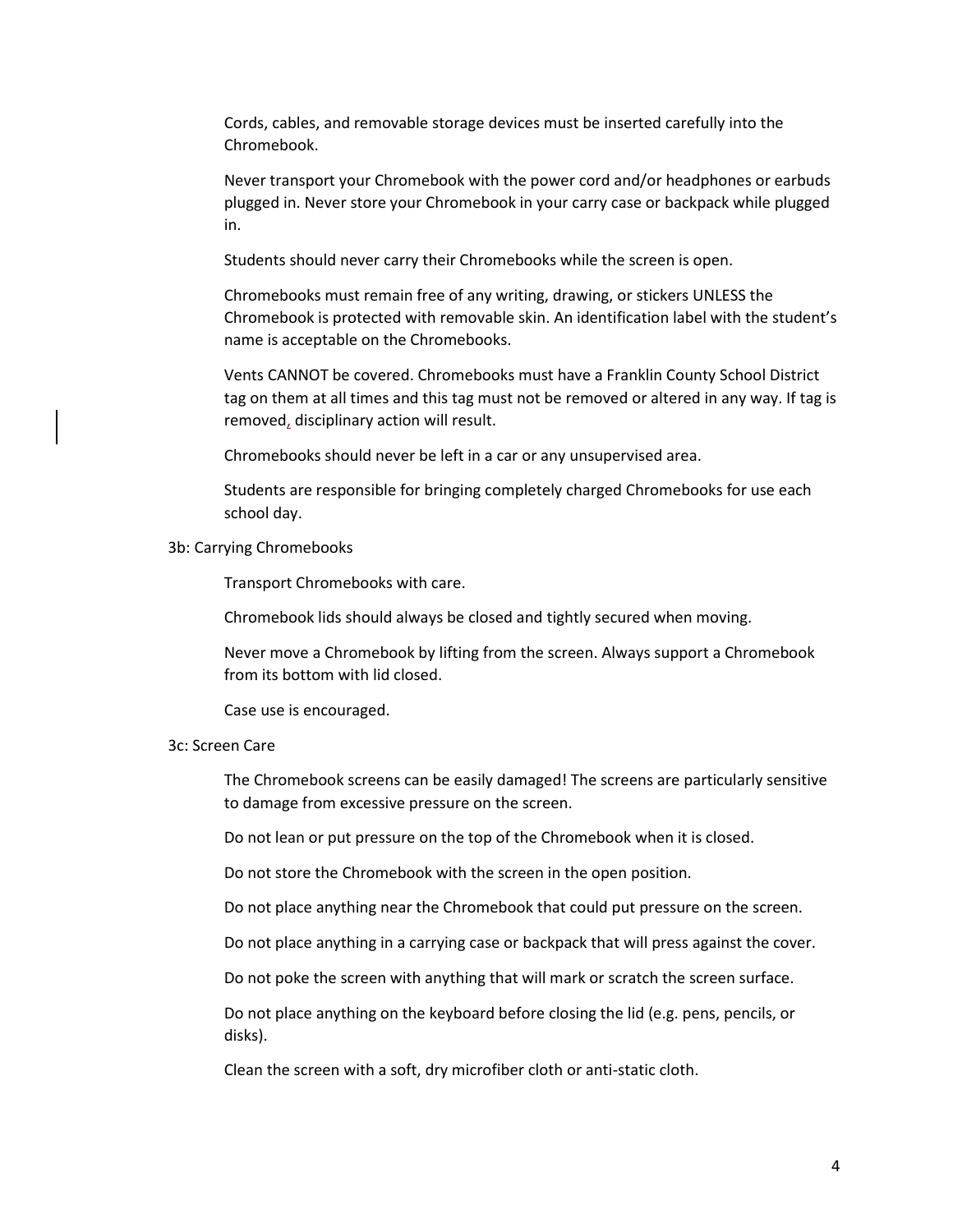Cords, cables, and removable storage devices must be inserted carefully into the Chromebook.

Never transport your Chromebook with the power cord and/or headphones or earbuds plugged in. Never store your Chromebook in your carry case or backpack while plugged in.

Students should never carry their Chromebooks while the screen is open.

Chromebooks must remain free of any writing, drawing, or stickers UNLESS the Chromebook is protected with removable skin. An identification label with the student's name is acceptable on the Chromebooks.

Vents CANNOT be covered. Chromebooks must have a Franklin County School District tag on them at all times and this tag must not be removed or altered in any way. If tag is removed, disciplinary action will result.

Chromebooks should never be left in a car or any unsupervised area.

Students are responsible for bringing completely charged Chromebooks for use each school day.

3b: Carrying Chromebooks

Transport Chromebooks with care.

Chromebook lids should always be closed and tightly secured when moving.

Never move a Chromebook by lifting from the screen. Always support a Chromebook from its bottom with lid closed.

Case use is encouraged.

3c: Screen Care

The Chromebook screens can be easily damaged! The screens are particularly sensitive to damage from excessive pressure on the screen.

Do not lean or put pressure on the top of the Chromebook when it is closed.

Do not store the Chromebook with the screen in the open position.

Do not place anything near the Chromebook that could put pressure on the screen.

Do not place anything in a carrying case or backpack that will press against the cover.

Do not poke the screen with anything that will mark or scratch the screen surface.

Do not place anything on the keyboard before closing the lid (e.g. pens, pencils, or disks).

Clean the screen with a soft, dry microfiber cloth or anti-static cloth.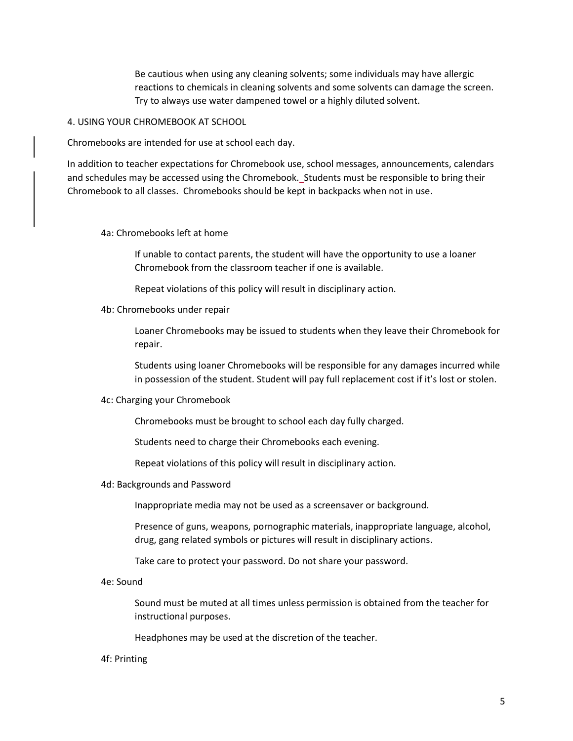Be cautious when using any cleaning solvents; some individuals may have allergic reactions to chemicals in cleaning solvents and some solvents can damage the screen. Try to always use water dampened towel or a highly diluted solvent.

## 4. USING YOUR CHROMEBOOK AT SCHOOL

Chromebooks are intended for use at school each day.

In addition to teacher expectations for Chromebook use, school messages, announcements, calendars and schedules may be accessed using the Chromebook. Students must be responsible to bring their Chromebook to all classes. Chromebooks should be kept in backpacks when not in use.

### 4a: Chromebooks left at home

If unable to contact parents, the student will have the opportunity to use a loaner Chromebook from the classroom teacher if one is available.

Repeat violations of this policy will result in disciplinary action.

### 4b: Chromebooks under repair

Loaner Chromebooks may be issued to students when they leave their Chromebook for repair.

Students using loaner Chromebooks will be responsible for any damages incurred while in possession of the student. Student will pay full replacement cost if it's lost or stolen.

### 4c: Charging your Chromebook

Chromebooks must be brought to school each day fully charged.

Students need to charge their Chromebooks each evening.

Repeat violations of this policy will result in disciplinary action.

### 4d: Backgrounds and Password

Inappropriate media may not be used as a screensaver or background.

Presence of guns, weapons, pornographic materials, inappropriate language, alcohol, drug, gang related symbols or pictures will result in disciplinary actions.

Take care to protect your password. Do not share your password.

### 4e: Sound

Sound must be muted at all times unless permission is obtained from the teacher for instructional purposes.

Headphones may be used at the discretion of the teacher.

### 4f: Printing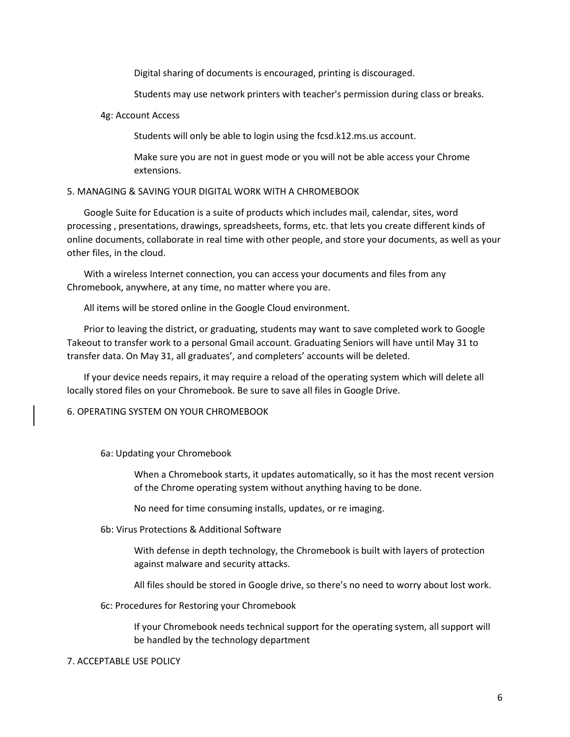Digital sharing of documents is encouraged, printing is discouraged.

Students may use network printers with teacher's permission during class or breaks.

### 4g: Account Access

Students will only be able to login using the fcsd.k12.ms.us account.

Make sure you are not in guest mode or you will not be able access your Chrome extensions.

## 5. MANAGING & SAVING YOUR DIGITAL WORK WITH A CHROMEBOOK

Google Suite for Education is a suite of products which includes mail, calendar, sites, word processing , presentations, drawings, spreadsheets, forms, etc. that lets you create different kinds of online documents, collaborate in real time with other people, and store your documents, as well as your other files, in the cloud.

With a wireless Internet connection, you can access your documents and files from any Chromebook, anywhere, at any time, no matter where you are.

All items will be stored online in the Google Cloud environment.

Prior to leaving the district, or graduating, students may want to save completed work to Google Takeout to transfer work to a personal Gmail account. Graduating Seniors will have until May 31 to transfer data. On May 31, all graduates', and completers' accounts will be deleted.

If your device needs repairs, it may require a reload of the operating system which will delete all locally stored files on your Chromebook. Be sure to save all files in Google Drive.

## 6. OPERATING SYSTEM ON YOUR CHROMEBOOK

### 6a: Updating your Chromebook

When a Chromebook starts, it updates automatically, so it has the most recent version of the Chrome operating system without anything having to be done.

No need for time consuming installs, updates, or re imaging.

### 6b: Virus Protections & Additional Software

With defense in depth technology, the Chromebook is built with layers of protection against malware and security attacks.

All files should be stored in Google drive, so there's no need to worry about lost work.

### 6c: Procedures for Restoring your Chromebook

If your Chromebook needs technical support for the operating system, all support will be handled by the technology department

## 7. ACCEPTABLE USE POLICY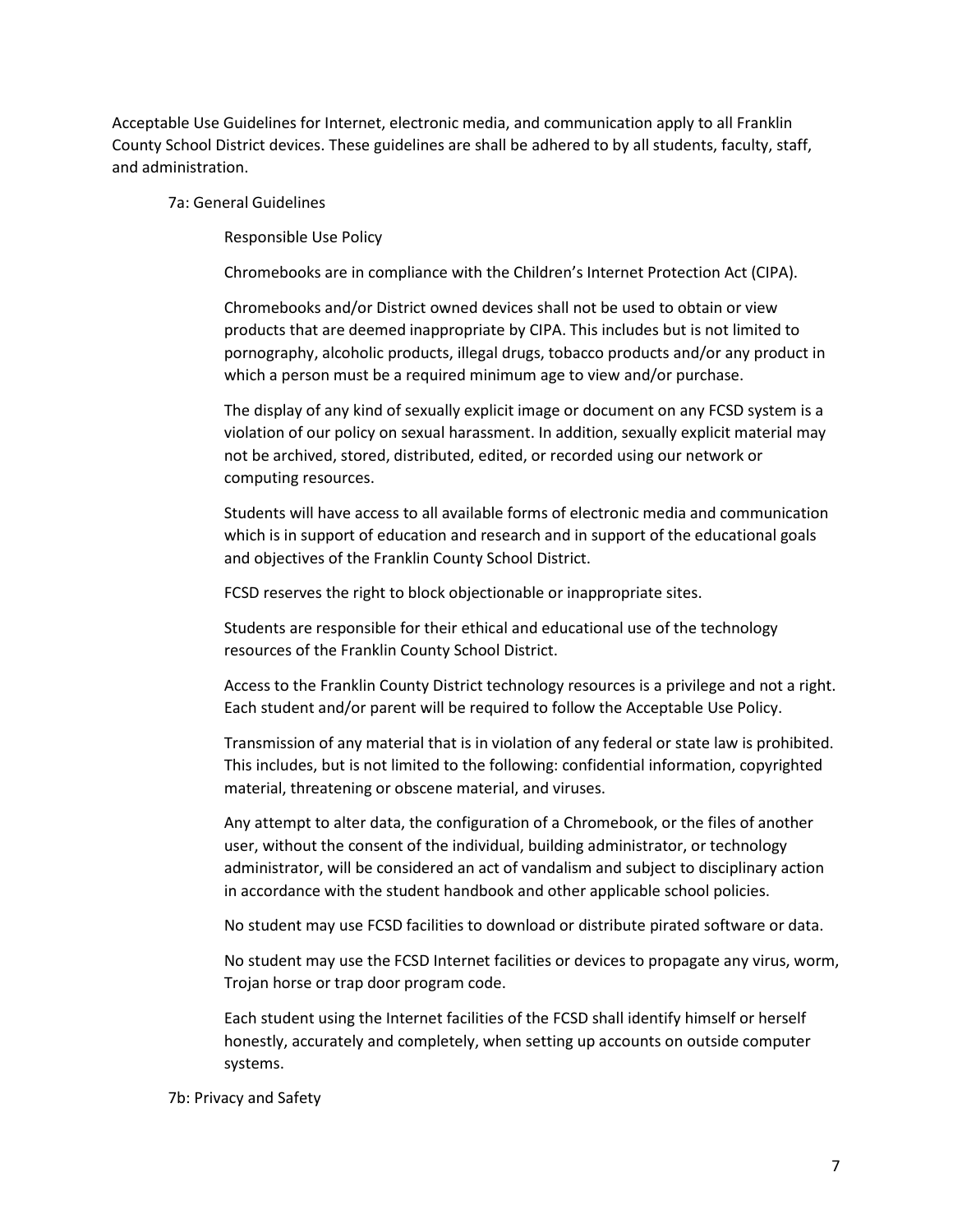Acceptable Use Guidelines for Internet, electronic media, and communication apply to all Franklin County School District devices. These guidelines are shall be adhered to by all students, faculty, staff, and administration.

### 7a: General Guidelines

#### Responsible Use Policy

Chromebooks are in compliance with the Children's Internet Protection Act (CIPA).

Chromebooks and/or District owned devices shall not be used to obtain or view products that are deemed inappropriate by CIPA. This includes but is not limited to pornography, alcoholic products, illegal drugs, tobacco products and/or any product in which a person must be a required minimum age to view and/or purchase.

The display of any kind of sexually explicit image or document on any FCSD system is a violation of our policy on sexual harassment. In addition, sexually explicit material may not be archived, stored, distributed, edited, or recorded using our network or computing resources.

Students will have access to all available forms of electronic media and communication which is in support of education and research and in support of the educational goals and objectives of the Franklin County School District.

FCSD reserves the right to block objectionable or inappropriate sites.

Students are responsible for their ethical and educational use of the technology resources of the Franklin County School District.

Access to the Franklin County District technology resources is a privilege and not a right. Each student and/or parent will be required to follow the Acceptable Use Policy.

Transmission of any material that is in violation of any federal or state law is prohibited. This includes, but is not limited to the following: confidential information, copyrighted material, threatening or obscene material, and viruses.

Any attempt to alter data, the configuration of a Chromebook, or the files of another user, without the consent of the individual, building administrator, or technology administrator, will be considered an act of vandalism and subject to disciplinary action in accordance with the student handbook and other applicable school policies.

No student may use FCSD facilities to download or distribute pirated software or data.

No student may use the FCSD Internet facilities or devices to propagate any virus, worm, Trojan horse or trap door program code.

Each student using the Internet facilities of the FCSD shall identify himself or herself honestly, accurately and completely, when setting up accounts on outside computer systems.

### 7b: Privacy and Safety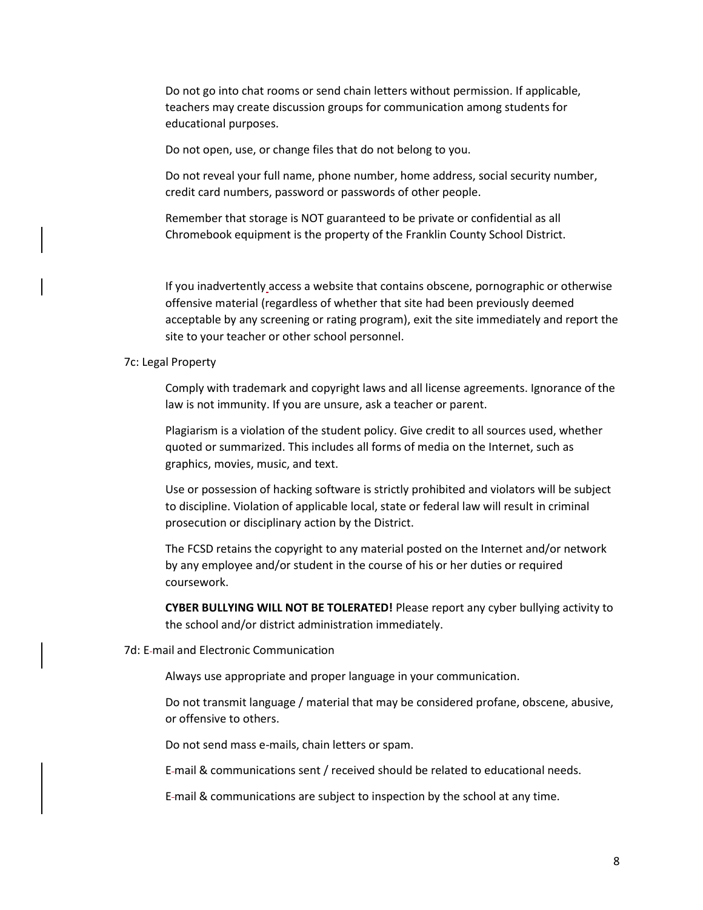Do not go into chat rooms or send chain letters without permission. If applicable, teachers may create discussion groups for communication among students for educational purposes.

Do not open, use, or change files that do not belong to you.

Do not reveal your full name, phone number, home address, social security number, credit card numbers, password or passwords of other people.

Remember that storage is NOT guaranteed to be private or confidential as all Chromebook equipment is the property of the Franklin County School District.

If you inadvertently access a website that contains obscene, pornographic or otherwise offensive material (regardless of whether that site had been previously deemed acceptable by any screening or rating program), exit the site immediately and report the site to your teacher or other school personnel.

7c: Legal Property

Comply with trademark and copyright laws and all license agreements. Ignorance of the law is not immunity. If you are unsure, ask a teacher or parent.

Plagiarism is a violation of the student policy. Give credit to all sources used, whether quoted or summarized. This includes all forms of media on the Internet, such as graphics, movies, music, and text.

Use or possession of hacking software is strictly prohibited and violators will be subject to discipline. Violation of applicable local, state or federal law will result in criminal prosecution or disciplinary action by the District.

The FCSD retains the copyright to any material posted on the Internet and/or network by any employee and/or student in the course of his or her duties or required coursework.

**CYBER BULLYING WILL NOT BE TOLERATED!** Please report any cyber bullying activity to the school and/or district administration immediately.

7d: E-mail and Electronic Communication

Always use appropriate and proper language in your communication.

Do not transmit language / material that may be considered profane, obscene, abusive, or offensive to others.

Do not send mass e-mails, chain letters or spam.

E-mail & communications sent / received should be related to educational needs.

E-mail & communications are subject to inspection by the school at any time.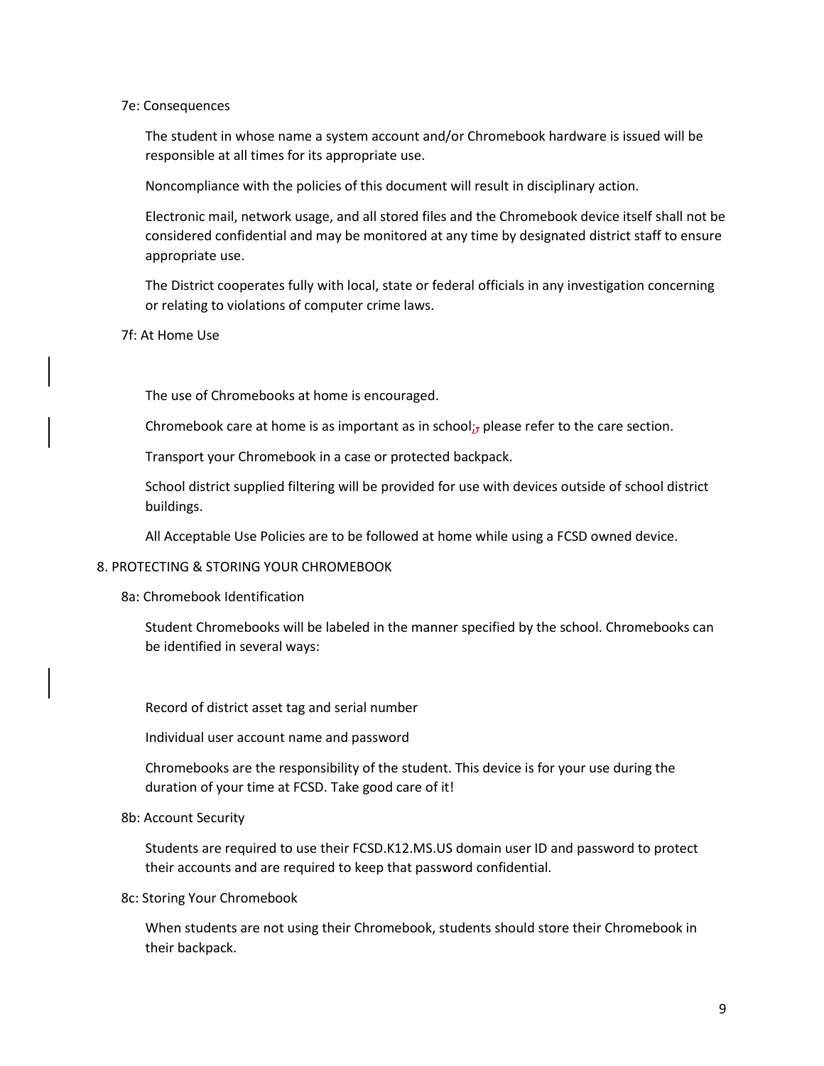### 7e: Consequences

The student in whose name a system account and/or Chromebook hardware is issued will be responsible at all times for its appropriate use.

Noncompliance with the policies of this document will result in disciplinary action.

Electronic mail, network usage, and all stored files and the Chromebook device itself shall not be considered confidential and may be monitored at any time by designated district staff to ensure appropriate use.

The District cooperates fully with local, state or federal officials in any investigation concerning or relating to violations of computer crime laws.

### 7f: At Home Use

The use of Chromebooks at home is encouraged.

Chromebook care at home is as important as in school; please refer to the care section.

Transport your Chromebook in a case or protected backpack.

School district supplied filtering will be provided for use with devices outside of school district buildings.

All Acceptable Use Policies are to be followed at home while using a FCSD owned device.

## 8. PROTECTING & STORING YOUR CHROMEBOOK

### 8a: Chromebook Identification

Student Chromebooks will be labeled in the manner specified by the school. Chromebooks can be identified in several ways:

Record of district asset tag and serial number

Individual user account name and password

Chromebooks are the responsibility of the student. This device is for your use during the duration of your time at FCSD. Take good care of it!

### 8b: Account Security

Students are required to use their FCSD.K12.MS.US domain user ID and password to protect their accounts and are required to keep that password confidential.

### 8c: Storing Your Chromebook

When students are not using their Chromebook, students should store their Chromebook in their backpack.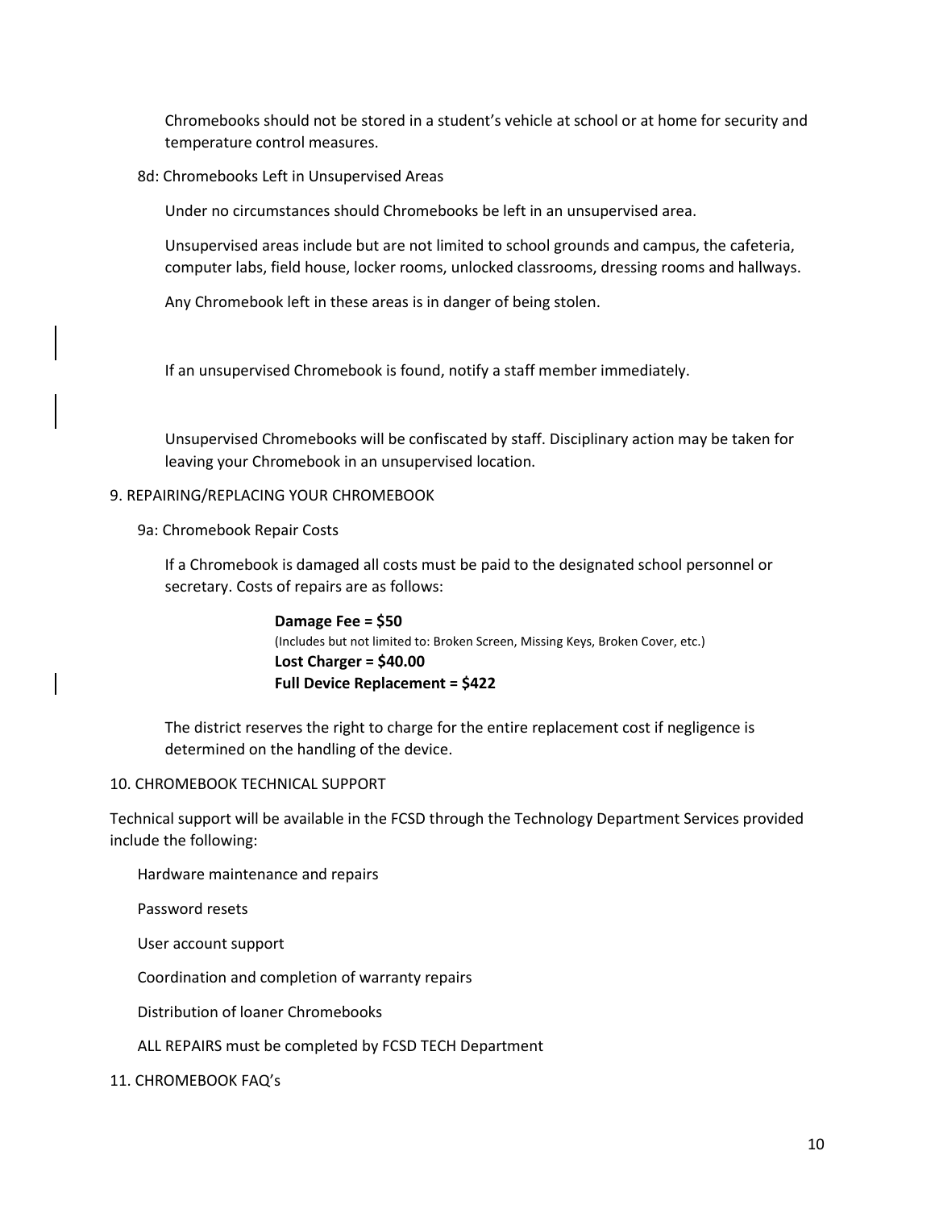Chromebooks should not be stored in a student's vehicle at school or at home for security and temperature control measures.

8d: Chromebooks Left in Unsupervised Areas

Under no circumstances should Chromebooks be left in an unsupervised area.

Unsupervised areas include but are not limited to school grounds and campus, the cafeteria, computer labs, field house, locker rooms, unlocked classrooms, dressing rooms and hallways.

Any Chromebook left in these areas is in danger of being stolen.

If an unsupervised Chromebook is found, notify a staff member immediately.

Unsupervised Chromebooks will be confiscated by staff. Disciplinary action may be taken for leaving your Chromebook in an unsupervised location.

## 9. REPAIRING/REPLACING YOUR CHROMEBOOK

9a: Chromebook Repair Costs

If a Chromebook is damaged all costs must be paid to the designated school personnel or secretary. Costs of repairs are as follows:

**Damage Fee = $50**
(Includes but not limited to: Broken Screen, Missing Keys, Broken Cover, etc.)
**Lost Charger = $40.00**
**Full Device Replacement = $422**

The district reserves the right to charge for the entire replacement cost if negligence is determined on the handling of the device.

## 10. CHROMEBOOK TECHNICAL SUPPORT

Technical support will be available in the FCSD through the Technology Department Services provided include the following:

Hardware maintenance and repairs

Password resets

User account support

Coordination and completion of warranty repairs

Distribution of loaner Chromebooks

ALL REPAIRS must be completed by FCSD TECH Department

## 11. CHROMEBOOK FAQ's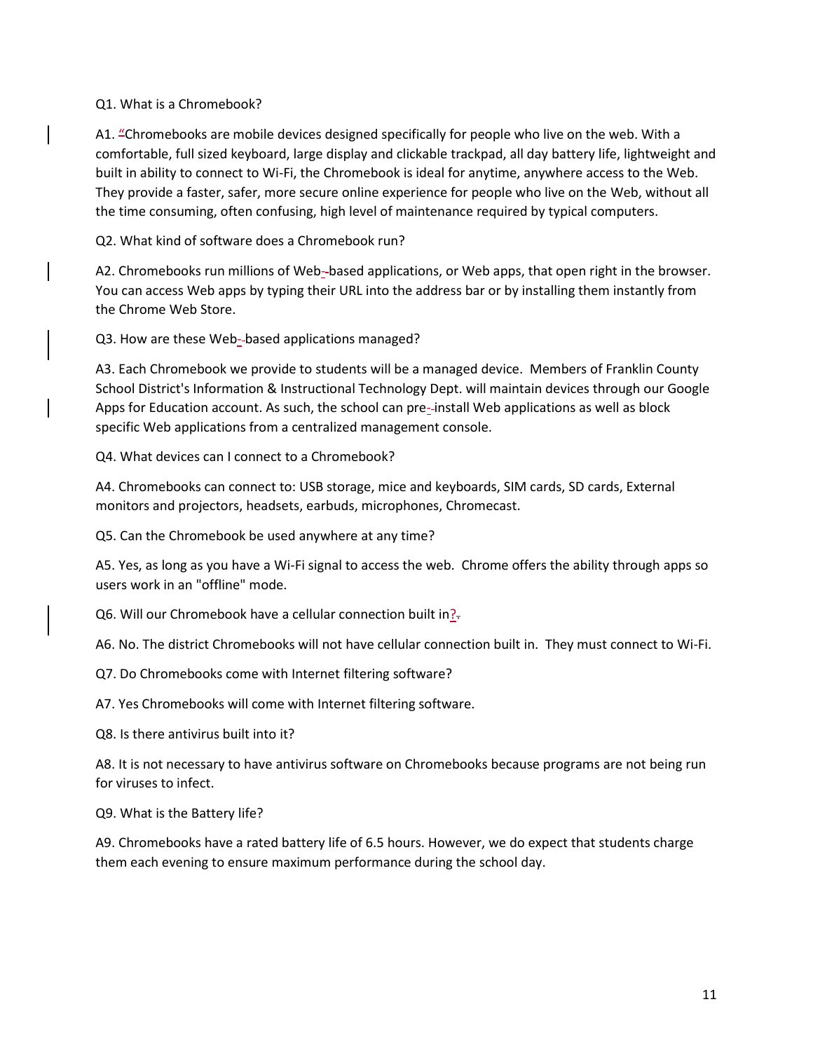Q1. What is a Chromebook?

A1. "Chromebooks are mobile devices designed specifically for people who live on the web. With a comfortable, full sized keyboard, large display and clickable trackpad, all day battery life, lightweight and built in ability to connect to Wi-Fi, the Chromebook is ideal for anytime, anywhere access to the Web. They provide a faster, safer, more secure online experience for people who live on the Web, without all the time consuming, often confusing, high level of maintenance required by typical computers.

Q2. What kind of software does a Chromebook run?

A2. Chromebooks run millions of Web-based applications, or Web apps, that open right in the browser. You can access Web apps by typing their URL into the address bar or by installing them instantly from the Chrome Web Store.

Q3. How are these Web-based applications managed?

A3. Each Chromebook we provide to students will be a managed device. Members of Franklin County School District's Information & Instructional Technology Dept. will maintain devices through our Google Apps for Education account. As such, the school can pre-install Web applications as well as block specific Web applications from a centralized management console.

Q4. What devices can I connect to a Chromebook?

A4. Chromebooks can connect to: USB storage, mice and keyboards, SIM cards, SD cards, External monitors and projectors, headsets, earbuds, microphones, Chromecast.

Q5. Can the Chromebook be used anywhere at any time?

A5. Yes, as long as you have a Wi-Fi signal to access the web. Chrome offers the ability through apps so users work in an "offline" mode.

Q6. Will our Chromebook have a cellular connection built in?

A6. No. The district Chromebooks will not have cellular connection built in. They must connect to Wi-Fi.

Q7. Do Chromebooks come with Internet filtering software?

A7. Yes Chromebooks will come with Internet filtering software.

Q8. Is there antivirus built into it?

A8. It is not necessary to have antivirus software on Chromebooks because programs are not being run for viruses to infect.

Q9. What is the Battery life?

A9. Chromebooks have a rated battery life of 6.5 hours. However, we do expect that students charge them each evening to ensure maximum performance during the school day.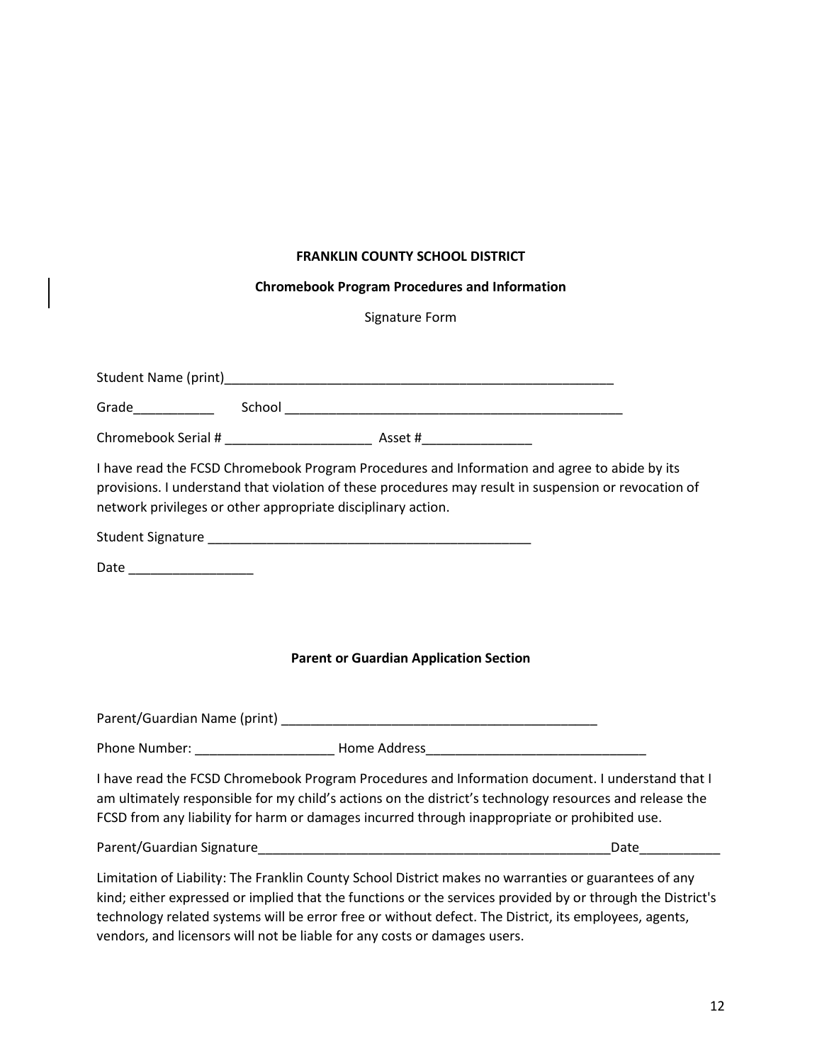**FRANKLIN COUNTY SCHOOL DISTRICT**

**Chromebook Program Procedures and Information**

Signature Form

Student Name (print)_______________________________________________________

Grade___________ School ________________________________________________

Chromebook Serial # ____________________ Asset #_______________

I have read the FCSD Chromebook Program Procedures and Information and agree to abide by its provisions. I understand that violation of these procedures may result in suspension or revocation of network privileges or other appropriate disciplinary action.

Student Signature ____________________________________________

Date _________________

**Parent or Guardian Application Section**

Parent/Guardian Name (print) ____________________________________________

Phone Number: ___________________ Home Address______________________________

I have read the FCSD Chromebook Program Procedures and Information document. I understand that I am ultimately responsible for my child's actions on the district's technology resources and release the FCSD from any liability for harm or damages incurred through inappropriate or prohibited use.

Parent/Guardian Signature__________________________________________________Date___________

Limitation of Liability: The Franklin County School District makes no warranties or guarantees of any kind; either expressed or implied that the functions or the services provided by or through the District's technology related systems will be error free or without defect. The District, its employees, agents, vendors, and licensors will not be liable for any costs or damages users.